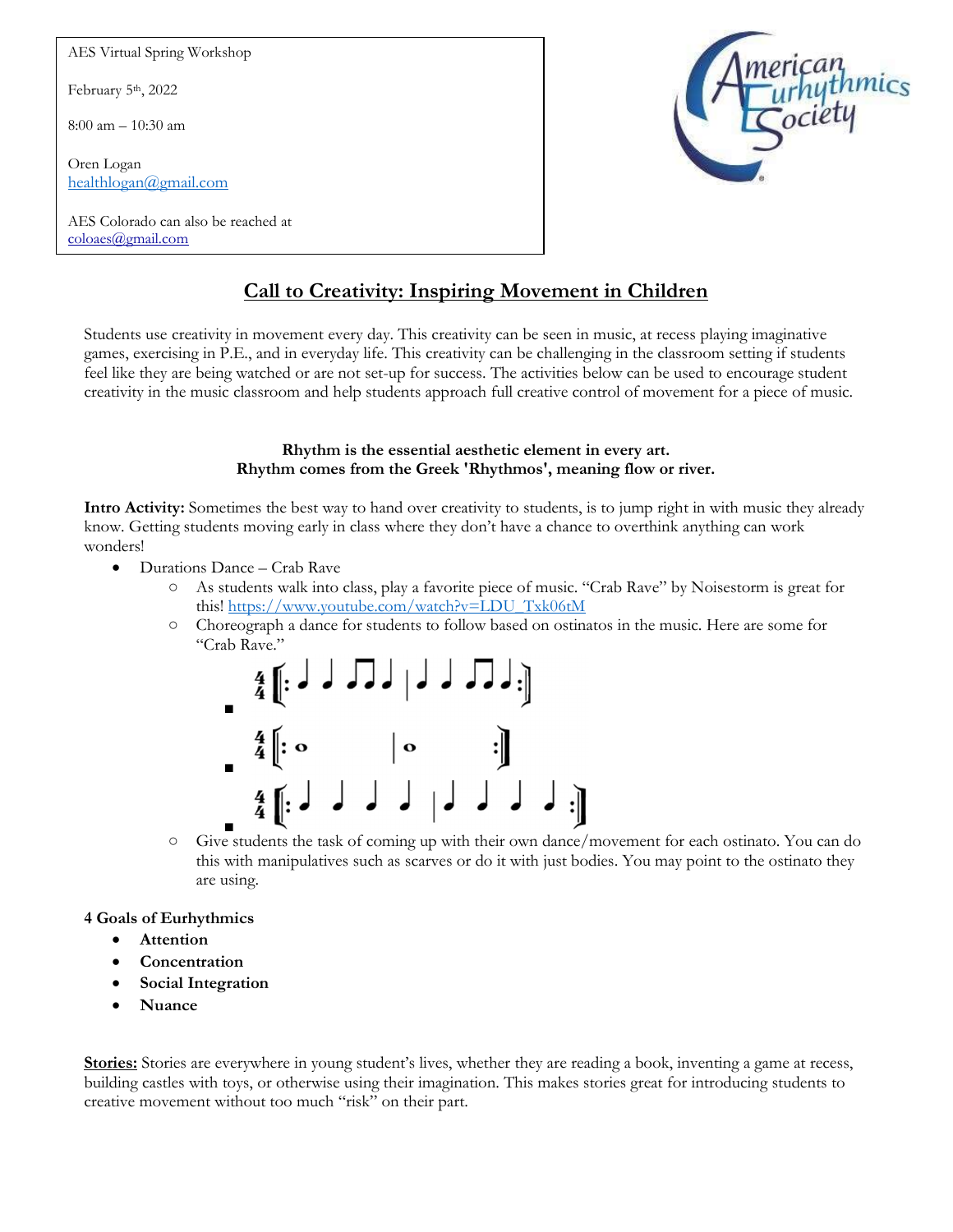AES Virtual Spring Workshop

February 5th, 2022

8:00 am – 10:30 am

Oren Logan
healthlogan@gmail.com

AES Colorado can also be reached at
coloaes@gmail.com

American Eurhythmics Society

# Call to Creativity: Inspiring Movement in Children

Students use creativity in movement every day. This creativity can be seen in music, at recess playing imaginative games, exercising in P.E., and in everyday life. This creativity can be challenging in the classroom setting if students feel like they are being watched or are not set-up for success. The activities below can be used to encourage student creativity in the music classroom and help students approach full creative control of movement for a piece of music.

**Rhythm is the essential aesthetic element in every art.**
**Rhythm comes from the Greek 'Rhythmos', meaning flow or river.**

**Intro Activity:** Sometimes the best way to hand over creativity to students, is to jump right in with music they already know. Getting students moving early in class where they don't have a chance to overthink anything can work wonders!

- Durations Dance – Crab Rave
  - As students walk into class, play a favorite piece of music. "Crab Rave" by Noisestorm is great for this! https://www.youtube.com/watch?v=LDU_Txk06tM
  - Choreograph a dance for students to follow based on ostinatos in the music. Here are some for "Crab Rave."
    - 4/4 ‖: quarter quarter eighth-eighth quarter | quarter quarter eighth-eighth quarter :‖
    - 4/4 ‖: whole | whole :‖
    - 4/4 ‖: quarter quarter quarter quarter | quarter quarter quarter quarter :‖
  - Give students the task of coming up with their own dance/movement for each ostinato. You can do this with manipulatives such as scarves or do it with just bodies. You may point to the ostinato they are using.

**4 Goals of Eurhythmics**

- **Attention**
- **Concentration**
- **Social Integration**
- **Nuance**

**Stories:** Stories are everywhere in young student's lives, whether they are reading a book, inventing a game at recess, building castles with toys, or otherwise using their imagination. This makes stories great for introducing students to creative movement without too much "risk" on their part.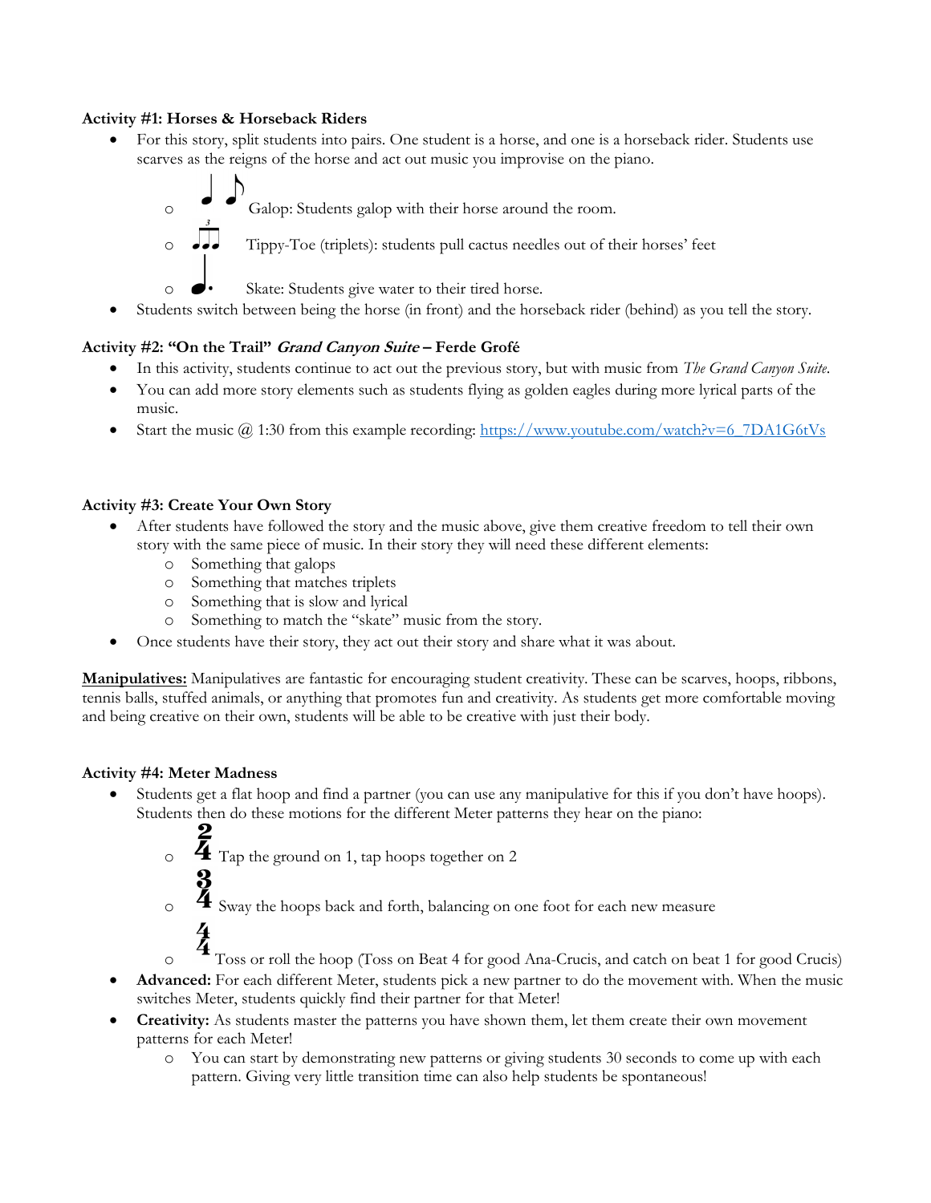**Activity #1: Horses & Horseback Riders**

- For this story, split students into pairs. One student is a horse, and one is a horseback rider. Students use scarves as the reigns of the horse and act out music you improvise on the piano.
  - ♩♪ Galop: Students galop with their horse around the room.
  - (triplets) Tippy-Toe (triplets): students pull cactus needles out of their horses' feet
  - ♩. Skate: Students give water to their tired horse.
- Students switch between being the horse (in front) and the horseback rider (behind) as you tell the story.

**Activity #2: "On the Trail" *Grand Canyon Suite* – Ferde Grofé**

- In this activity, students continue to act out the previous story, but with music from *The Grand Canyon Suite*.
- You can add more story elements such as students flying as golden eagles during more lyrical parts of the music.
- Start the music @ 1:30 from this example recording: https://www.youtube.com/watch?v=6_7DA1G6tVs

**Activity #3: Create Your Own Story**

- After students have followed the story and the music above, give them creative freedom to tell their own story with the same piece of music. In their story they will need these different elements:
  - Something that galops
  - Something that matches triplets
  - Something that is slow and lyrical
  - Something to match the "skate" music from the story.
- Once students have their story, they act out their story and share what it was about.

**Manipulatives:** Manipulatives are fantastic for encouraging student creativity. These can be scarves, hoops, ribbons, tennis balls, stuffed animals, or anything that promotes fun and creativity. As students get more comfortable moving and being creative on their own, students will be able to be creative with just their body.

**Activity #4: Meter Madness**

- Students get a flat hoop and find a partner (you can use any manipulative for this if you don't have hoops). Students then do these motions for the different Meter patterns they hear on the piano:
  - $\frac{2}{4}$ Tap the ground on 1, tap hoops together on 2
  - $\frac{3}{4}$ Sway the hoops back and forth, balancing on one foot for each new measure
  - $\frac{4}{4}$ Toss or roll the hoop (Toss on Beat 4 for good Ana-Crucis, and catch on beat 1 for good Crucis)
- **Advanced:** For each different Meter, students pick a new partner to do the movement with. When the music switches Meter, students quickly find their partner for that Meter!
- **Creativity:** As students master the patterns you have shown them, let them create their own movement patterns for each Meter!
  - You can start by demonstrating new patterns or giving students 30 seconds to come up with each pattern. Giving very little transition time can also help students be spontaneous!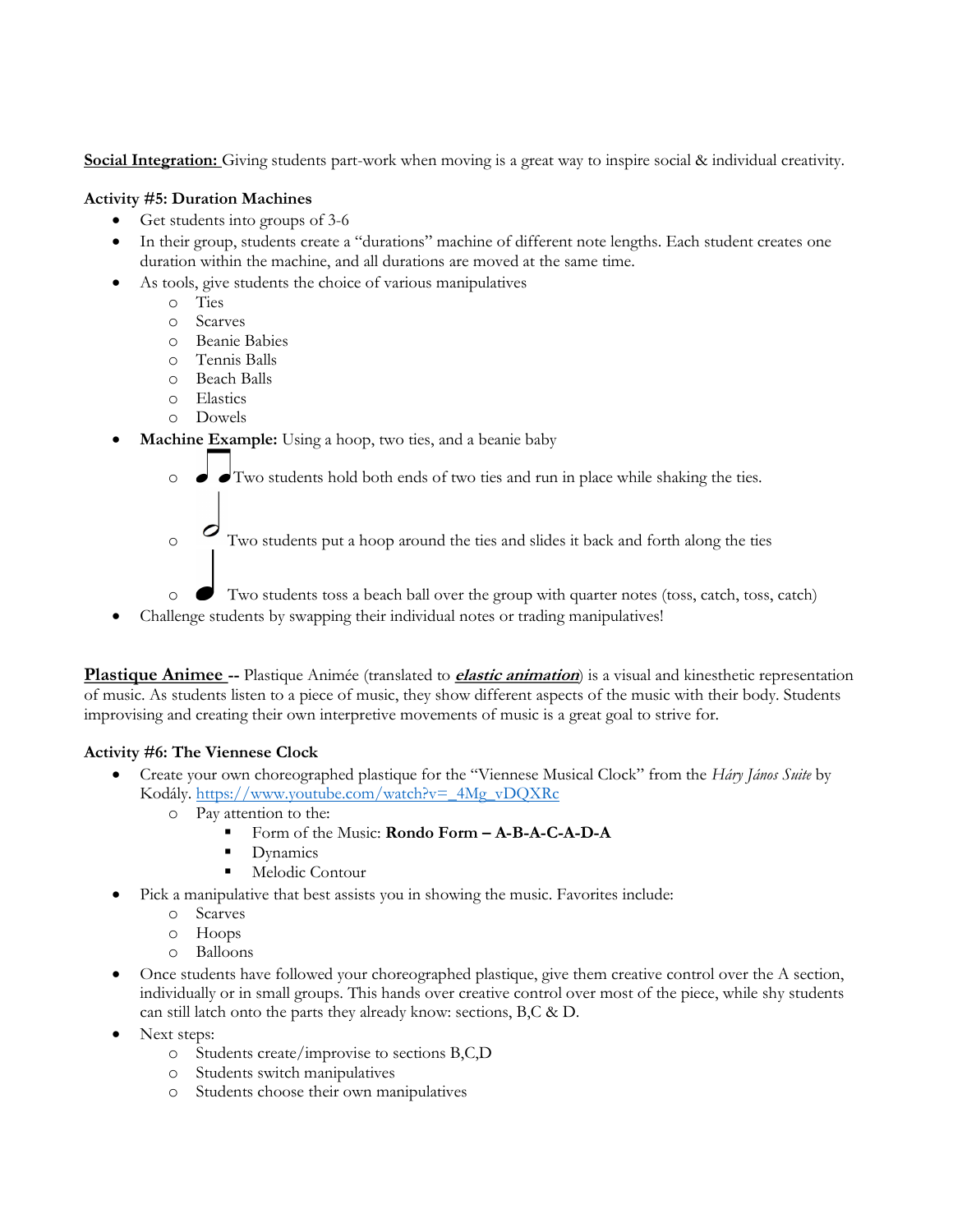**Social Integration:** Giving students part-work when moving is a great way to inspire social & individual creativity.

**Activity #5: Duration Machines**

- Get students into groups of 3-6
- In their group, students create a "durations" machine of different note lengths. Each student creates one duration within the machine, and all durations are moved at the same time.
- As tools, give students the choice of various manipulatives
    - Ties
    - Scarves
    - Beanie Babies
    - Tennis Balls
    - Beach Balls
    - Elastics
    - Dowels
- **Machine Example:** Using a hoop, two ties, and a beanie baby
    - ♫ Two students hold both ends of two ties and run in place while shaking the ties.
    - 𝅗𝅥 Two students put a hoop around the ties and slides it back and forth along the ties
    - ♩ Two students toss a beach ball over the group with quarter notes (toss, catch, toss, catch)
- Challenge students by swapping their individual notes or trading manipulatives!

**Plastique Animee --** Plastique Animée (translated to ***elastic animation***) is a visual and kinesthetic representation of music. As students listen to a piece of music, they show different aspects of the music with their body. Students improvising and creating their own interpretive movements of music is a great goal to strive for.

**Activity #6: The Viennese Clock**

- Create your own choreographed plastique for the "Viennese Musical Clock" from the *Háry János Suite* by Kodály. https://www.youtube.com/watch?v=_4Mg_vDQXRc
    - Pay attention to the:
        - Form of the Music: **Rondo Form – A-B-A-C-A-D-A**
        - Dynamics
        - Melodic Contour
- Pick a manipulative that best assists you in showing the music. Favorites include:
    - Scarves
    - Hoops
    - Balloons
- Once students have followed your choreographed plastique, give them creative control over the A section, individually or in small groups. This hands over creative control over most of the piece, while shy students can still latch onto the parts they already know: sections, B,C & D.
- Next steps:
    - Students create/improvise to sections B,C,D
    - Students switch manipulatives
    - Students choose their own manipulatives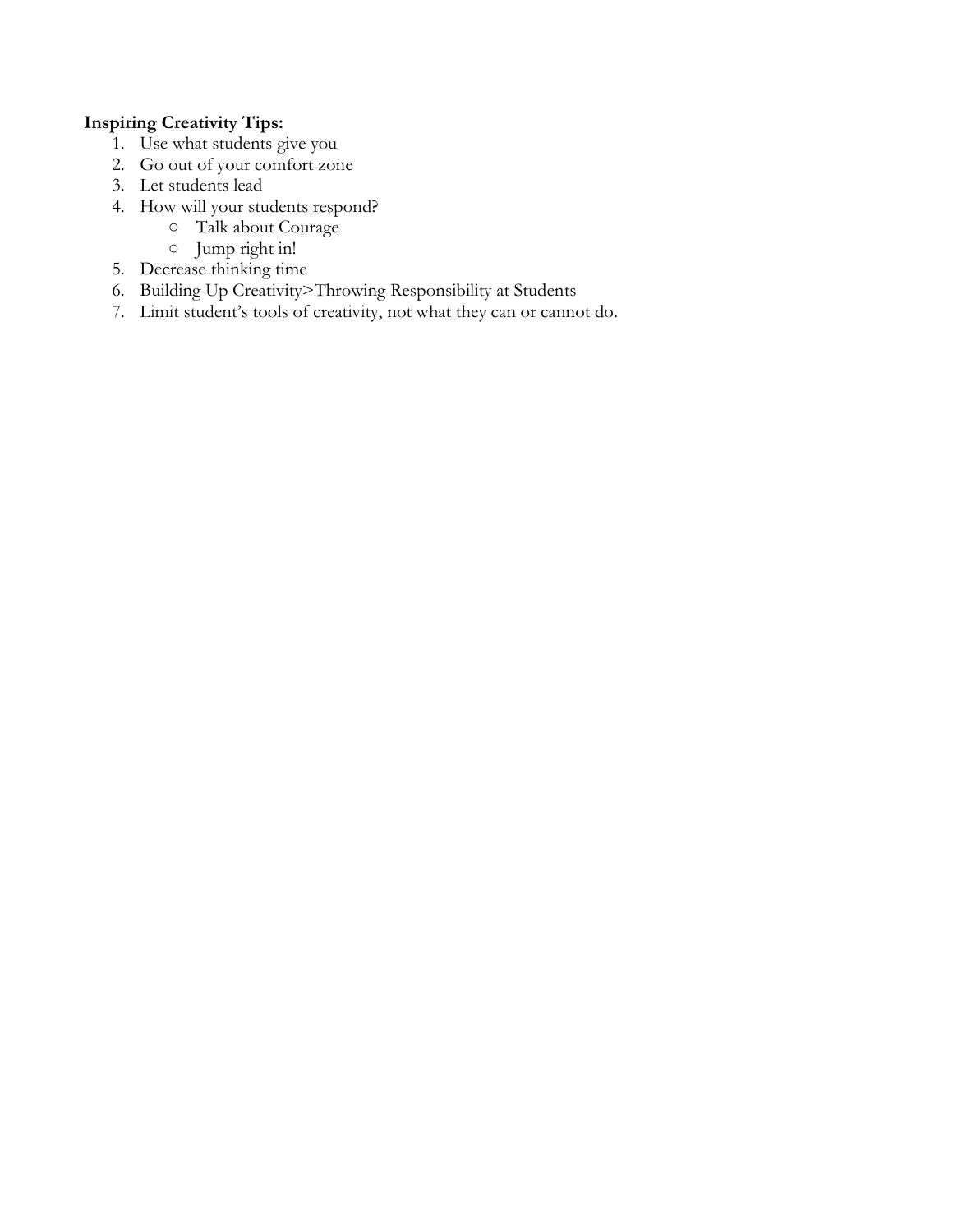**Inspiring Creativity Tips:**

1. Use what students give you
2. Go out of your comfort zone
3. Let students lead
4. How will your students respond?
    - Talk about Courage
    - Jump right in!
5. Decrease thinking time
6. Building Up Creativity>Throwing Responsibility at Students
7. Limit student's tools of creativity, not what they can or cannot do.